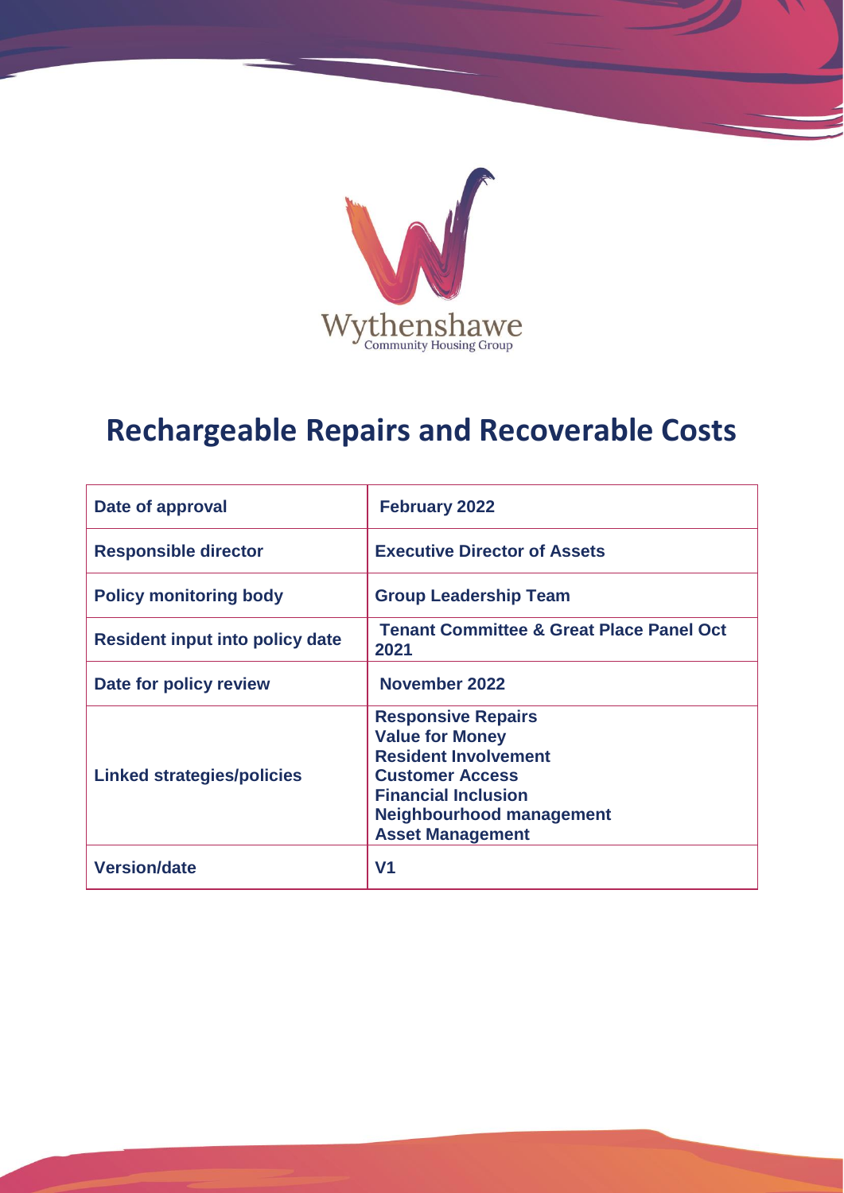Wythenshawe
Community Housing Group

# Rechargeable Repairs and Recoverable Costs

| | |
|---|---|
| **Date of approval** | **February 2022** |
| **Responsible director** | **Executive Director of Assets** |
| **Policy monitoring body** | **Group Leadership Team** |
| **Resident input into policy date** | **Tenant Committee & Great Place Panel Oct 2021** |
| **Date for policy review** | **November 2022** |
| **Linked strategies/policies** | **Responsive Repairs**<br>**Value for Money**<br>**Resident Involvement**<br>**Customer Access**<br>**Financial Inclusion**<br>**Neighbourhood management**<br>**Asset Management** |
| **Version/date** | **V1** |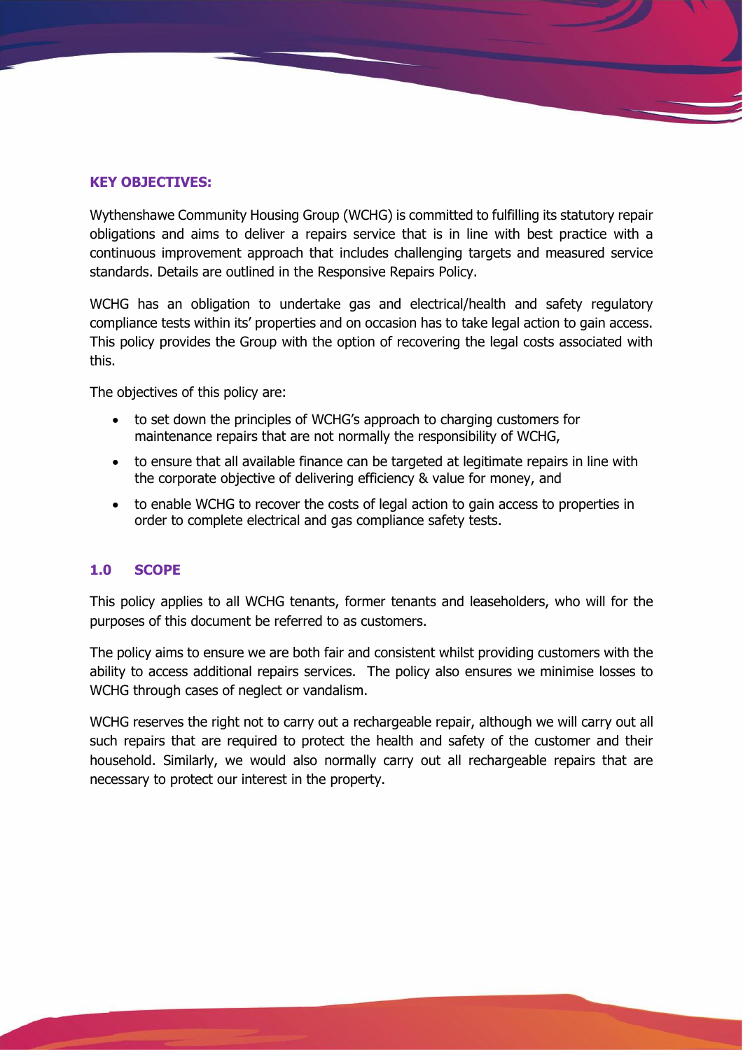**KEY OBJECTIVES:**

Wythenshawe Community Housing Group (WCHG) is committed to fulfilling its statutory repair obligations and aims to deliver a repairs service that is in line with best practice with a continuous improvement approach that includes challenging targets and measured service standards. Details are outlined in the Responsive Repairs Policy.

WCHG has an obligation to undertake gas and electrical/health and safety regulatory compliance tests within its' properties and on occasion has to take legal action to gain access. This policy provides the Group with the option of recovering the legal costs associated with this.

The objectives of this policy are:

- to set down the principles of WCHG's approach to charging customers for maintenance repairs that are not normally the responsibility of WCHG,
- to ensure that all available finance can be targeted at legitimate repairs in line with the corporate objective of delivering efficiency & value for money, and
- to enable WCHG to recover the costs of legal action to gain access to properties in order to complete electrical and gas compliance safety tests.

## 1.0 SCOPE

This policy applies to all WCHG tenants, former tenants and leaseholders, who will for the purposes of this document be referred to as customers.

The policy aims to ensure we are both fair and consistent whilst providing customers with the ability to access additional repairs services. The policy also ensures we minimise losses to WCHG through cases of neglect or vandalism.

WCHG reserves the right not to carry out a rechargeable repair, although we will carry out all such repairs that are required to protect the health and safety of the customer and their household. Similarly, we would also normally carry out all rechargeable repairs that are necessary to protect our interest in the property.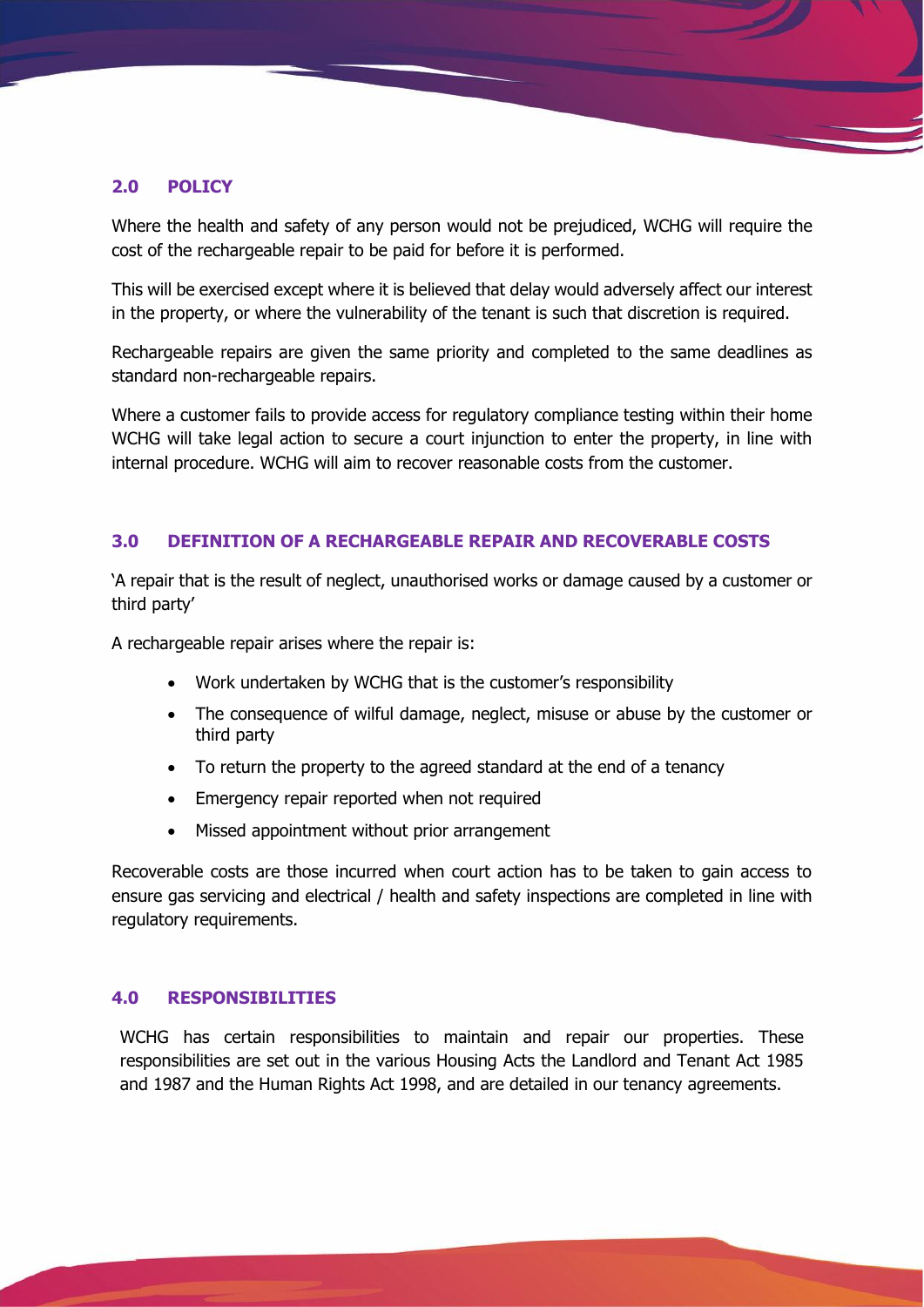## 2.0 POLICY

Where the health and safety of any person would not be prejudiced, WCHG will require the cost of the rechargeable repair to be paid for before it is performed.

This will be exercised except where it is believed that delay would adversely affect our interest in the property, or where the vulnerability of the tenant is such that discretion is required.

Rechargeable repairs are given the same priority and completed to the same deadlines as standard non-rechargeable repairs.

Where a customer fails to provide access for regulatory compliance testing within their home WCHG will take legal action to secure a court injunction to enter the property, in line with internal procedure. WCHG will aim to recover reasonable costs from the customer.

## 3.0 DEFINITION OF A RECHARGEABLE REPAIR AND RECOVERABLE COSTS

'A repair that is the result of neglect, unauthorised works or damage caused by a customer or third party'

A rechargeable repair arises where the repair is:

- Work undertaken by WCHG that is the customer's responsibility
- The consequence of wilful damage, neglect, misuse or abuse by the customer or third party
- To return the property to the agreed standard at the end of a tenancy
- Emergency repair reported when not required
- Missed appointment without prior arrangement

Recoverable costs are those incurred when court action has to be taken to gain access to ensure gas servicing and electrical / health and safety inspections are completed in line with regulatory requirements.

## 4.0 RESPONSIBILITIES

WCHG has certain responsibilities to maintain and repair our properties. These responsibilities are set out in the various Housing Acts the Landlord and Tenant Act 1985 and 1987 and the Human Rights Act 1998, and are detailed in our tenancy agreements.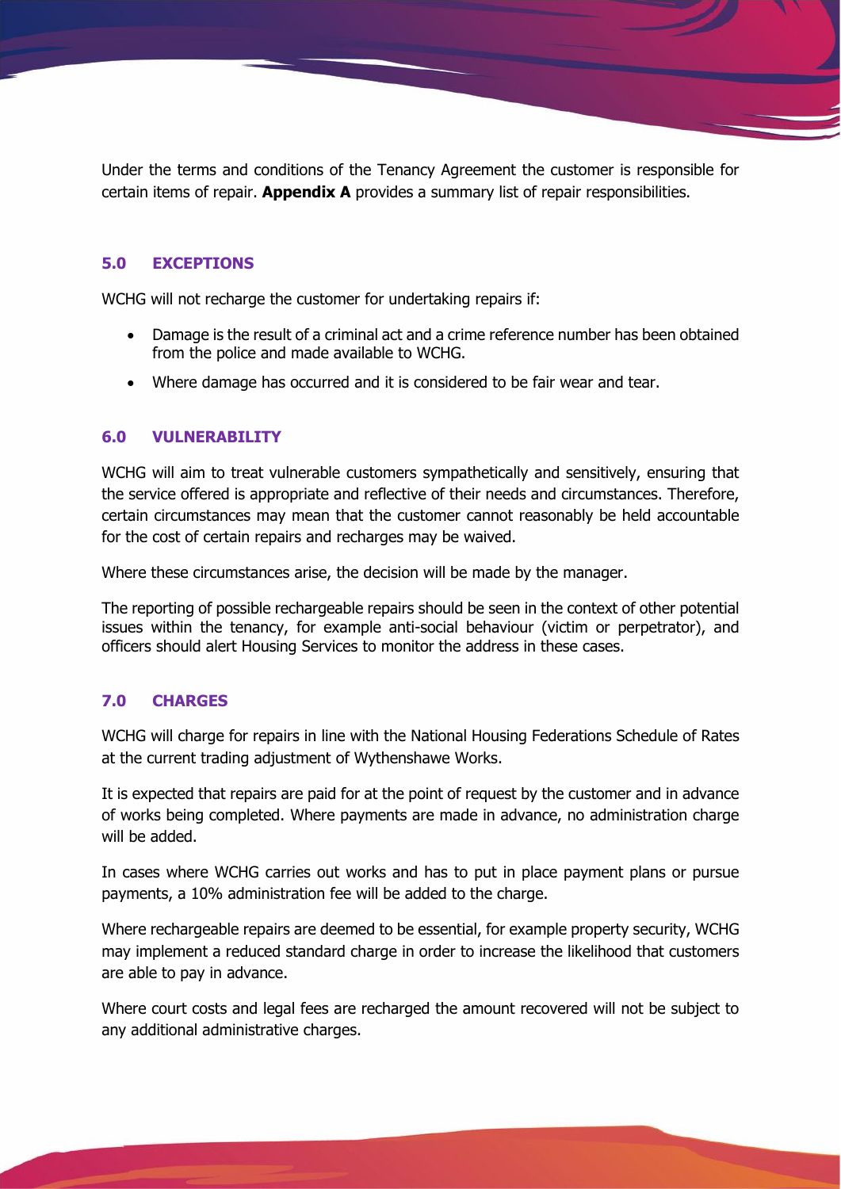Under the terms and conditions of the Tenancy Agreement the customer is responsible for certain items of repair. **Appendix A** provides a summary list of repair responsibilities.

## 5.0 EXCEPTIONS

WCHG will not recharge the customer for undertaking repairs if:

- Damage is the result of a criminal act and a crime reference number has been obtained from the police and made available to WCHG.
- Where damage has occurred and it is considered to be fair wear and tear.

## 6.0 VULNERABILITY

WCHG will aim to treat vulnerable customers sympathetically and sensitively, ensuring that the service offered is appropriate and reflective of their needs and circumstances. Therefore, certain circumstances may mean that the customer cannot reasonably be held accountable for the cost of certain repairs and recharges may be waived.

Where these circumstances arise, the decision will be made by the manager.

The reporting of possible rechargeable repairs should be seen in the context of other potential issues within the tenancy, for example anti-social behaviour (victim or perpetrator), and officers should alert Housing Services to monitor the address in these cases.

## 7.0 CHARGES

WCHG will charge for repairs in line with the National Housing Federations Schedule of Rates at the current trading adjustment of Wythenshawe Works.

It is expected that repairs are paid for at the point of request by the customer and in advance of works being completed. Where payments are made in advance, no administration charge will be added.

In cases where WCHG carries out works and has to put in place payment plans or pursue payments, a 10% administration fee will be added to the charge.

Where rechargeable repairs are deemed to be essential, for example property security, WCHG may implement a reduced standard charge in order to increase the likelihood that customers are able to pay in advance.

Where court costs and legal fees are recharged the amount recovered will not be subject to any additional administrative charges.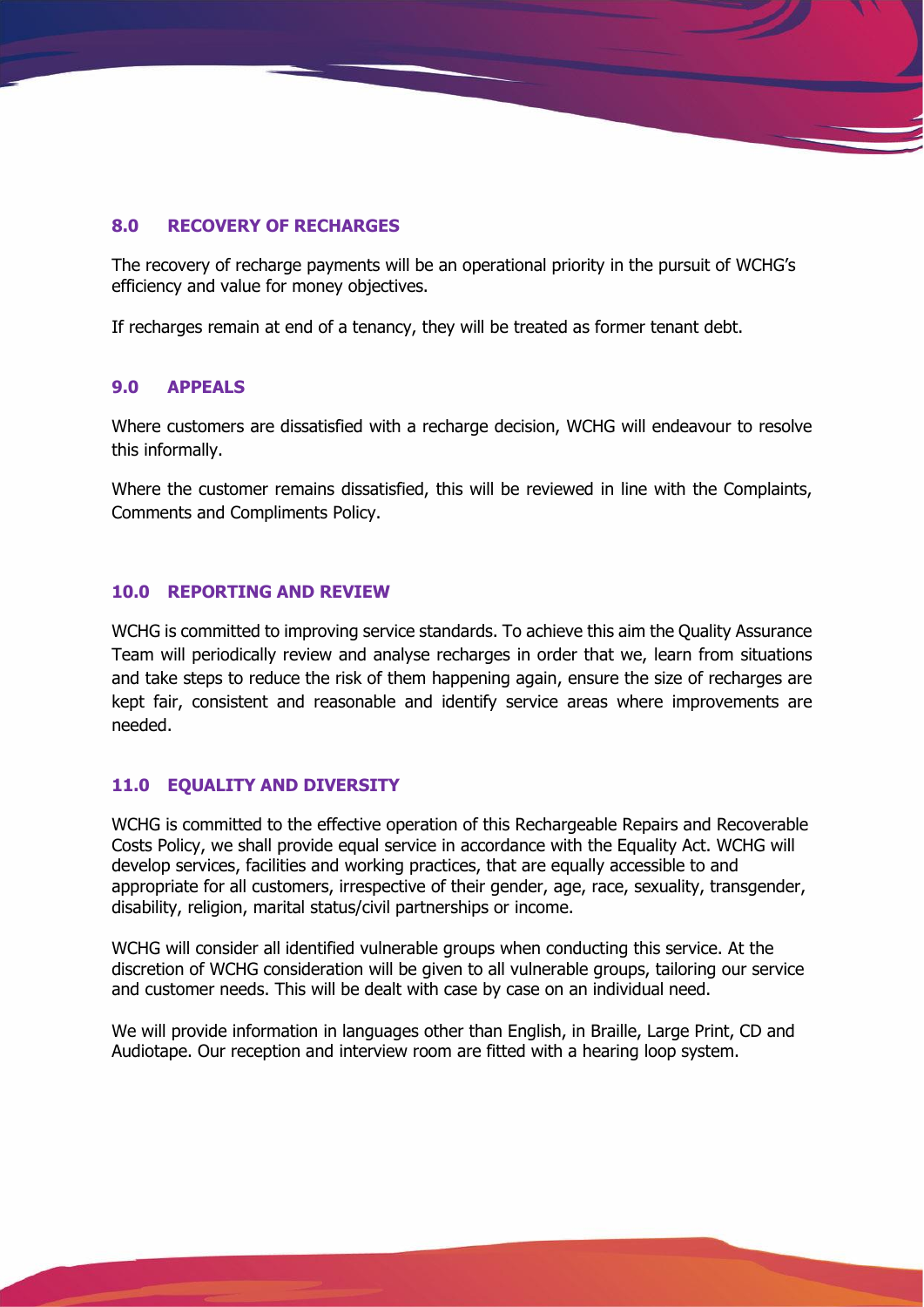## 8.0 RECOVERY OF RECHARGES

The recovery of recharge payments will be an operational priority in the pursuit of WCHG's efficiency and value for money objectives.

If recharges remain at end of a tenancy, they will be treated as former tenant debt.

## 9.0 APPEALS

Where customers are dissatisfied with a recharge decision, WCHG will endeavour to resolve this informally.

Where the customer remains dissatisfied, this will be reviewed in line with the Complaints, Comments and Compliments Policy.

## 10.0 REPORTING AND REVIEW

WCHG is committed to improving service standards. To achieve this aim the Quality Assurance Team will periodically review and analyse recharges in order that we, learn from situations and take steps to reduce the risk of them happening again, ensure the size of recharges are kept fair, consistent and reasonable and identify service areas where improvements are needed.

## 11.0 EQUALITY AND DIVERSITY

WCHG is committed to the effective operation of this Rechargeable Repairs and Recoverable Costs Policy, we shall provide equal service in accordance with the Equality Act. WCHG will develop services, facilities and working practices, that are equally accessible to and appropriate for all customers, irrespective of their gender, age, race, sexuality, transgender, disability, religion, marital status/civil partnerships or income.

WCHG will consider all identified vulnerable groups when conducting this service. At the discretion of WCHG consideration will be given to all vulnerable groups, tailoring our service and customer needs. This will be dealt with case by case on an individual need.

We will provide information in languages other than English, in Braille, Large Print, CD and Audiotape. Our reception and interview room are fitted with a hearing loop system.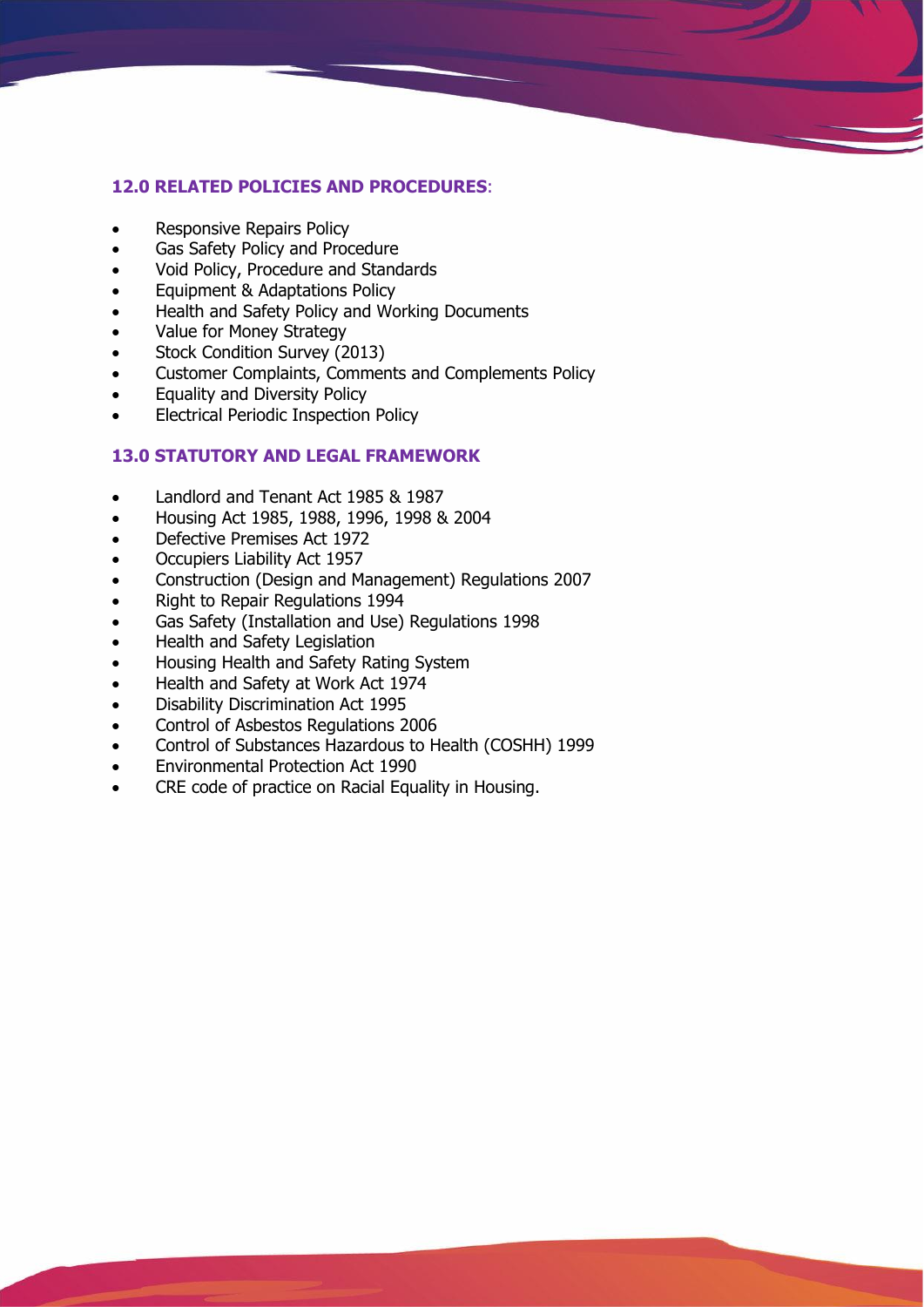## 12.0 RELATED POLICIES AND PROCEDURES:

- Responsive Repairs Policy
- Gas Safety Policy and Procedure
- Void Policy, Procedure and Standards
- Equipment & Adaptations Policy
- Health and Safety Policy and Working Documents
- Value for Money Strategy
- Stock Condition Survey (2013)
- Customer Complaints, Comments and Complements Policy
- Equality and Diversity Policy
- Electrical Periodic Inspection Policy

## 13.0 STATUTORY AND LEGAL FRAMEWORK

- Landlord and Tenant Act 1985 & 1987
- Housing Act 1985, 1988, 1996, 1998 & 2004
- Defective Premises Act 1972
- Occupiers Liability Act 1957
- Construction (Design and Management) Regulations 2007
- Right to Repair Regulations 1994
- Gas Safety (Installation and Use) Regulations 1998
- Health and Safety Legislation
- Housing Health and Safety Rating System
- Health and Safety at Work Act 1974
- Disability Discrimination Act 1995
- Control of Asbestos Regulations 2006
- Control of Substances Hazardous to Health (COSHH) 1999
- Environmental Protection Act 1990
- CRE code of practice on Racial Equality in Housing.